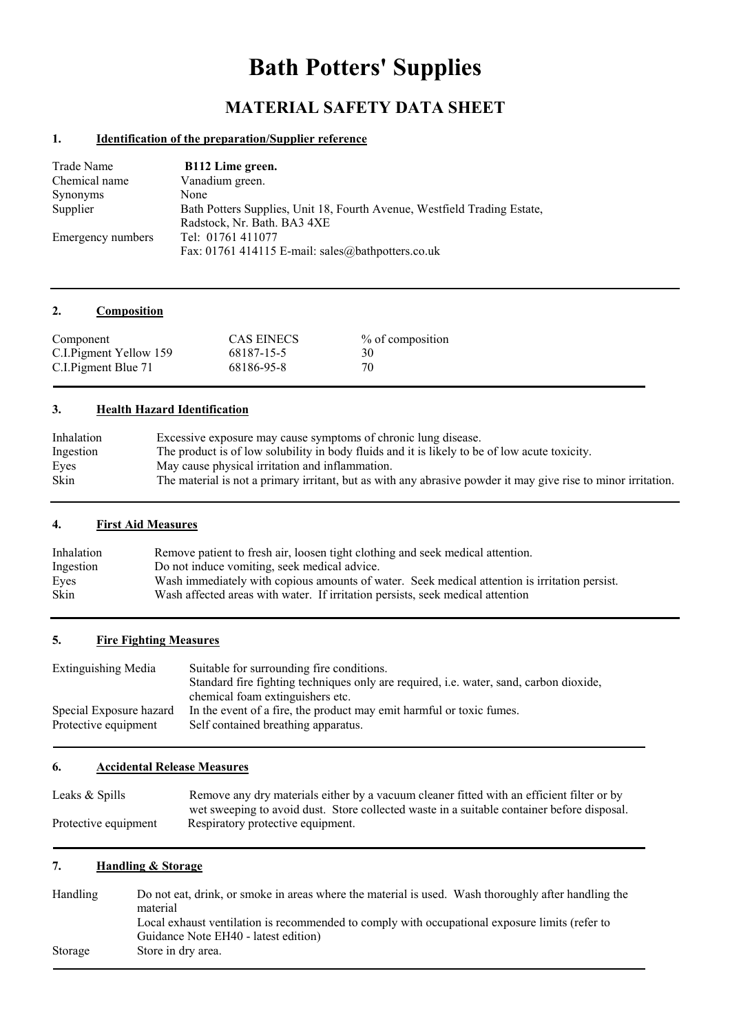# Bath Potters' Supplies

## MATERIAL SAFETY DATA SHEET

### 1. Identification of the preparation/Supplier reference

| | |
|---|---|
| Trade Name | **B112 Lime green.** |
| Chemical name | Vanadium green. |
| Synonyms | None |
| Supplier | Bath Potters Supplies, Unit 18, Fourth Avenue, Westfield Trading Estate, Radstock, Nr. Bath. BA3 4XE |
| Emergency numbers | Tel: 01761 411077<br>Fax: 01761 414115 E-mail: sales@bathpotters.co.uk |

### 2. Composition

| Component | CAS EINECS | % of composition |
|---|---|---|
| C.I.Pigment Yellow 159 | 68187-15-5 | 30 |
| C.I.Pigment Blue 71 | 68186-95-8 | 70 |

### 3. Health Hazard Identification

| | |
|---|---|
| Inhalation | Excessive exposure may cause symptoms of chronic lung disease. |
| Ingestion | The product is of low solubility in body fluids and it is likely to be of low acute toxicity. |
| Eyes | May cause physical irritation and inflammation. |
| Skin | The material is not a primary irritant, but as with any abrasive powder it may give rise to minor irritation. |

### 4. First Aid Measures

| | |
|---|---|
| Inhalation | Remove patient to fresh air, loosen tight clothing and seek medical attention. |
| Ingestion | Do not induce vomiting, seek medical advice. |
| Eyes | Wash immediately with copious amounts of water. Seek medical attention is irritation persist. |
| Skin | Wash affected areas with water. If irritation persists, seek medical attention |

### 5. Fire Fighting Measures

| | |
|---|---|
| Extinguishing Media | Suitable for surrounding fire conditions.<br>Standard fire fighting techniques only are required, i.e. water, sand, carbon dioxide, chemical foam extinguishers etc. |
| Special Exposure hazard | In the event of a fire, the product may emit harmful or toxic fumes. |
| Protective equipment | Self contained breathing apparatus. |

### 6. Accidental Release Measures

| | |
|---|---|
| Leaks & Spills | Remove any dry materials either by a vacuum cleaner fitted with an efficient filter or by wet sweeping to avoid dust. Store collected waste in a suitable container before disposal. |
| Protective equipment | Respiratory protective equipment. |

### 7. Handling & Storage

| | |
|---|---|
| Handling | Do not eat, drink, or smoke in areas where the material is used. Wash thoroughly after handling the material<br>Local exhaust ventilation is recommended to comply with occupational exposure limits (refer to Guidance Note EH40 - latest edition) |
| Storage | Store in dry area. |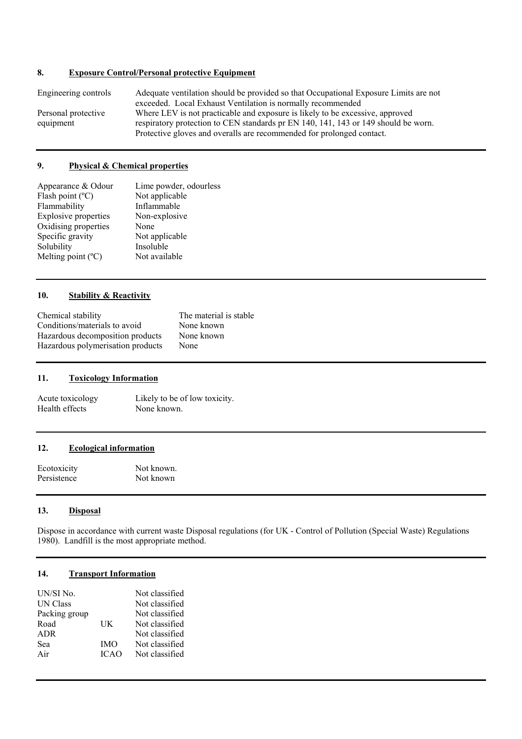## 8. Exposure Control/Personal protective Equipment

| | |
|---|---|
| Engineering controls | Adequate ventilation should be provided so that Occupational Exposure Limits are not exceeded. Local Exhaust Ventilation is normally recommended |
| Personal protective equipment | Where LEV is not practicable and exposure is likely to be excessive, approved respiratory protection to CEN standards pr EN 140, 141, 143 or 149 should be worn. Protective gloves and overalls are recommended for prolonged contact. |

## 9. Physical & Chemical properties

| | |
|---|---|
| Appearance & Odour | Lime powder, odourless |
| Flash point (ºC) | Not applicable |
| Flammability | Inflammable |
| Explosive properties | Non-explosive |
| Oxidising properties | None |
| Specific gravity | Not applicable |
| Solubility | Insoluble |
| Melting point (ºC) | Not available |

## 10. Stability & Reactivity

| | |
|---|---|
| Chemical stability | The material is stable |
| Conditions/materials to avoid | None known |
| Hazardous decomposition products | None known |
| Hazardous polymerisation products | None |

## 11. Toxicology Information

| | |
|---|---|
| Acute toxicology | Likely to be of low toxicity. |
| Health effects | None known. |

## 12. Ecological information

| | |
|---|---|
| Ecotoxicity | Not known. |
| Persistence | Not known |

## 13. Disposal

Dispose in accordance with current waste Disposal regulations (for UK - Control of Pollution (Special Waste) Regulations 1980). Landfill is the most appropriate method.

## 14. Transport Information

| | | |
|---|---|---|
| UN/SI No. | | Not classified |
| UN Class | | Not classified |
| Packing group | | Not classified |
| Road | UK | Not classified |
| ADR | | Not classified |
| Sea | IMO | Not classified |
| Air | ICAO | Not classified |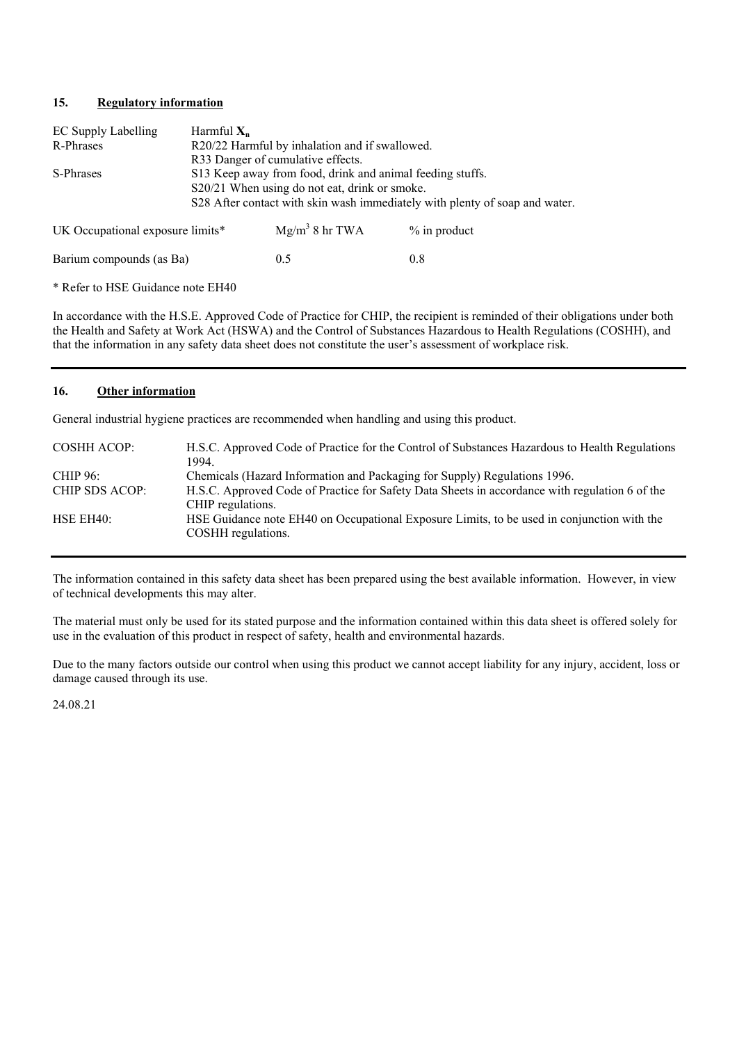## 15. Regulatory information

| | |
|---|---|
| EC Supply Labelling | Harmful $X_n$ |
| R-Phrases | R20/22 Harmful by inhalation and if swallowed.<br>R33 Danger of cumulative effects. |
| S-Phrases | S13 Keep away from food, drink and animal feeding stuffs.<br>S20/21 When using do not eat, drink or smoke.<br>S28 After contact with skin wash immediately with plenty of soap and water. |

| UK Occupational exposure limits* | $Mg/m^3$ 8 hr TWA | % in product |
|---|---|---|
| Barium compounds (as Ba) | 0.5 | 0.8 |

* Refer to HSE Guidance note EH40

In accordance with the H.S.E. Approved Code of Practice for CHIP, the recipient is reminded of their obligations under both the Health and Safety at Work Act (HSWA) and the Control of Substances Hazardous to Health Regulations (COSHH), and that the information in any safety data sheet does not constitute the user's assessment of workplace risk.

## 16. Other information

General industrial hygiene practices are recommended when handling and using this product.

| | |
|---|---|
| COSHH ACOP: | H.S.C. Approved Code of Practice for the Control of Substances Hazardous to Health Regulations 1994. |
| CHIP 96: | Chemicals (Hazard Information and Packaging for Supply) Regulations 1996. |
| CHIP SDS ACOP: | H.S.C. Approved Code of Practice for Safety Data Sheets in accordance with regulation 6 of the CHIP regulations. |
| HSE EH40: | HSE Guidance note EH40 on Occupational Exposure Limits, to be used in conjunction with the COSHH regulations. |

The information contained in this safety data sheet has been prepared using the best available information. However, in view of technical developments this may alter.

The material must only be used for its stated purpose and the information contained within this data sheet is offered solely for use in the evaluation of this product in respect of safety, health and environmental hazards.

Due to the many factors outside our control when using this product we cannot accept liability for any injury, accident, loss or damage caused through its use.

24.08.21